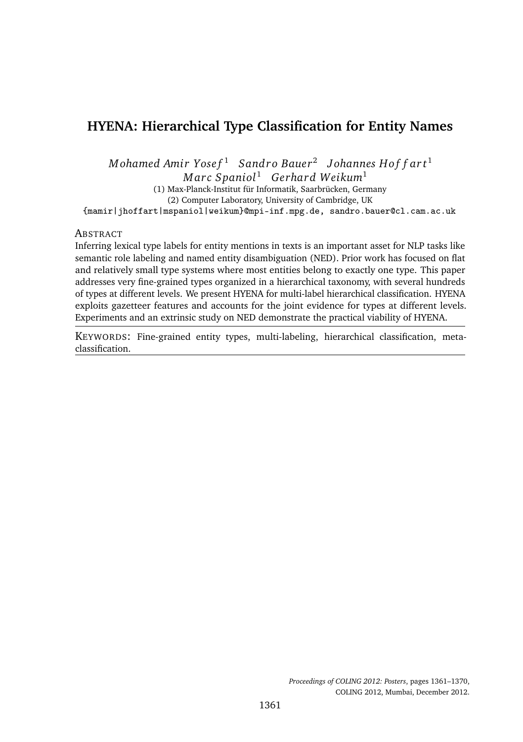# HYENA: Hierarchical Type Classification for Entity Names

*Mohamed Amir Yosef*[1] *Sandro Bauer*[2] *Johannes Hoffart*[1]
*Marc Spaniol*[1] *Gerhard Weikum*[1]

(1) Max-Planck-Institut für Informatik, Saarbrücken, Germany
(2) Computer Laboratory, University of Cambridge, UK
{mamir|jhoffart|mspaniol|weikum}@mpi-inf.mpg.de, sandro.bauer@cl.cam.ac.uk

## Abstract

Inferring lexical type labels for entity mentions in texts is an important asset for NLP tasks like semantic role labeling and named entity disambiguation (NED). Prior work has focused on flat and relatively small type systems where most entities belong to exactly one type. This paper addresses very fine-grained types organized in a hierarchical taxonomy, with several hundreds of types at different levels. We present HYENA for multi-label hierarchical classification. HYENA exploits gazetteer features and accounts for the joint evidence for types at different levels. Experiments and an extrinsic study on NED demonstrate the practical viability of HYENA.

**Keywords:** Fine-grained entity types, multi-labeling, hierarchical classification, meta-classification.

*Proceedings of COLING 2012: Posters*, pages 1361–1370,
COLING 2012, Mumbai, December 2012.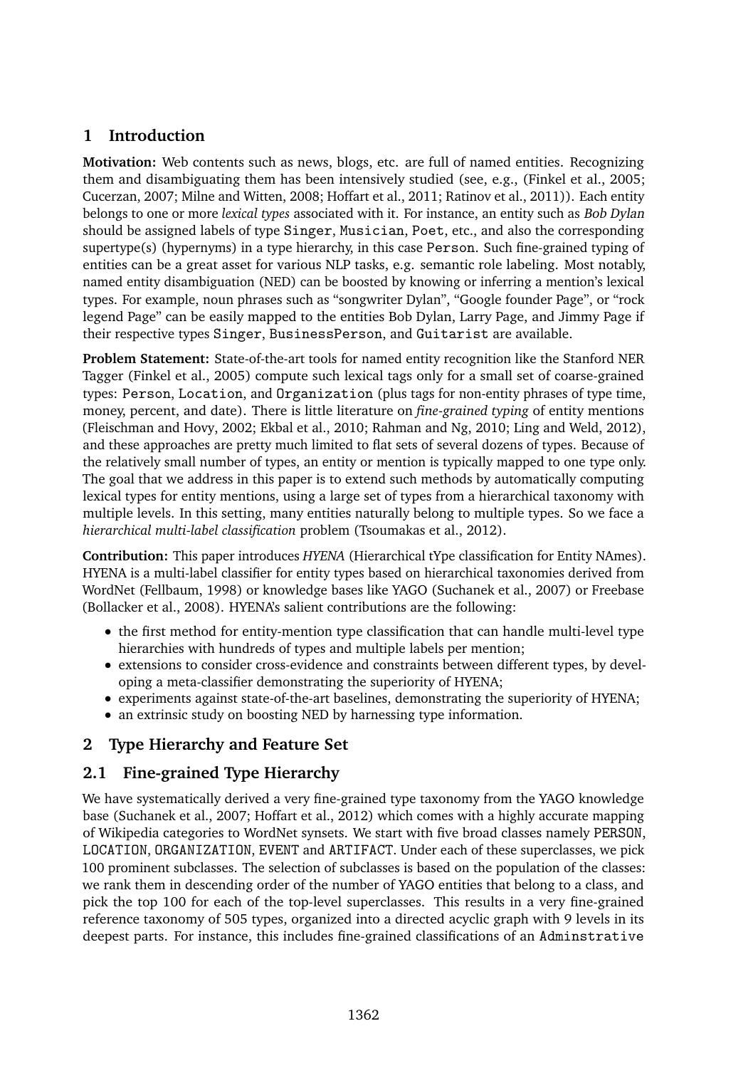# 1 Introduction

**Motivation:** Web contents such as news, blogs, etc. are full of named entities. Recognizing them and disambiguating them has been intensively studied (see, e.g., (Finkel et al., 2005; Cucerzan, 2007; Milne and Witten, 2008; Hoffart et al., 2011; Ratinov et al., 2011)). Each entity belongs to one or more *lexical types* associated with it. For instance, an entity such as *Bob Dylan* should be assigned labels of type `Singer`, `Musician`, `Poet`, etc., and also the corresponding supertype(s) (hypernyms) in a type hierarchy, in this case `Person`. Such fine-grained typing of entities can be a great asset for various NLP tasks, e.g. semantic role labeling. Most notably, named entity disambiguation (NED) can be boosted by knowing or inferring a mention's lexical types. For example, noun phrases such as "songwriter Dylan", "Google founder Page", or "rock legend Page" can be easily mapped to the entities Bob Dylan, Larry Page, and Jimmy Page if their respective types `Singer`, `BusinessPerson`, and `Guitarist` are available.

**Problem Statement:** State-of-the-art tools for named entity recognition like the Stanford NER Tagger (Finkel et al., 2005) compute such lexical tags only for a small set of coarse-grained types: `Person`, `Location`, and `Organization` (plus tags for non-entity phrases of type time, money, percent, and date). There is little literature on *fine-grained typing* of entity mentions (Fleischman and Hovy, 2002; Ekbal et al., 2010; Rahman and Ng, 2010; Ling and Weld, 2012), and these approaches are pretty much limited to flat sets of several dozens of types. Because of the relatively small number of types, an entity or mention is typically mapped to one type only. The goal that we address in this paper is to extend such methods by automatically computing lexical types for entity mentions, using a large set of types from a hierarchical taxonomy with multiple levels. In this setting, many entities naturally belong to multiple types. So we face a *hierarchical multi-label classification* problem (Tsoumakas et al., 2012).

**Contribution:** This paper introduces *HYENA* (Hierarchical tYpe classification for Entity NAmes). HYENA is a multi-label classifier for entity types based on hierarchical taxonomies derived from WordNet (Fellbaum, 1998) or knowledge bases like YAGO (Suchanek et al., 2007) or Freebase (Bollacker et al., 2008). HYENA's salient contributions are the following:

- the first method for entity-mention type classification that can handle multi-level type hierarchies with hundreds of types and multiple labels per mention;
- extensions to consider cross-evidence and constraints between different types, by developing a meta-classifier demonstrating the superiority of HYENA;
- experiments against state-of-the-art baselines, demonstrating the superiority of HYENA;
- an extrinsic study on boosting NED by harnessing type information.

# 2 Type Hierarchy and Feature Set

## 2.1 Fine-grained Type Hierarchy

We have systematically derived a very fine-grained type taxonomy from the YAGO knowledge base (Suchanek et al., 2007; Hoffart et al., 2012) which comes with a highly accurate mapping of Wikipedia categories to WordNet synsets. We start with five broad classes namely `PERSON`, `LOCATION`, `ORGANIZATION`, `EVENT` and `ARTIFACT`. Under each of these superclasses, we pick 100 prominent subclasses. The selection of subclasses is based on the population of the classes: we rank them in descending order of the number of YAGO entities that belong to a class, and pick the top 100 for each of the top-level superclasses. This results in a very fine-grained reference taxonomy of 505 types, organized into a directed acyclic graph with 9 levels in its deepest parts. For instance, this includes fine-grained classifications of an `Adminstrative`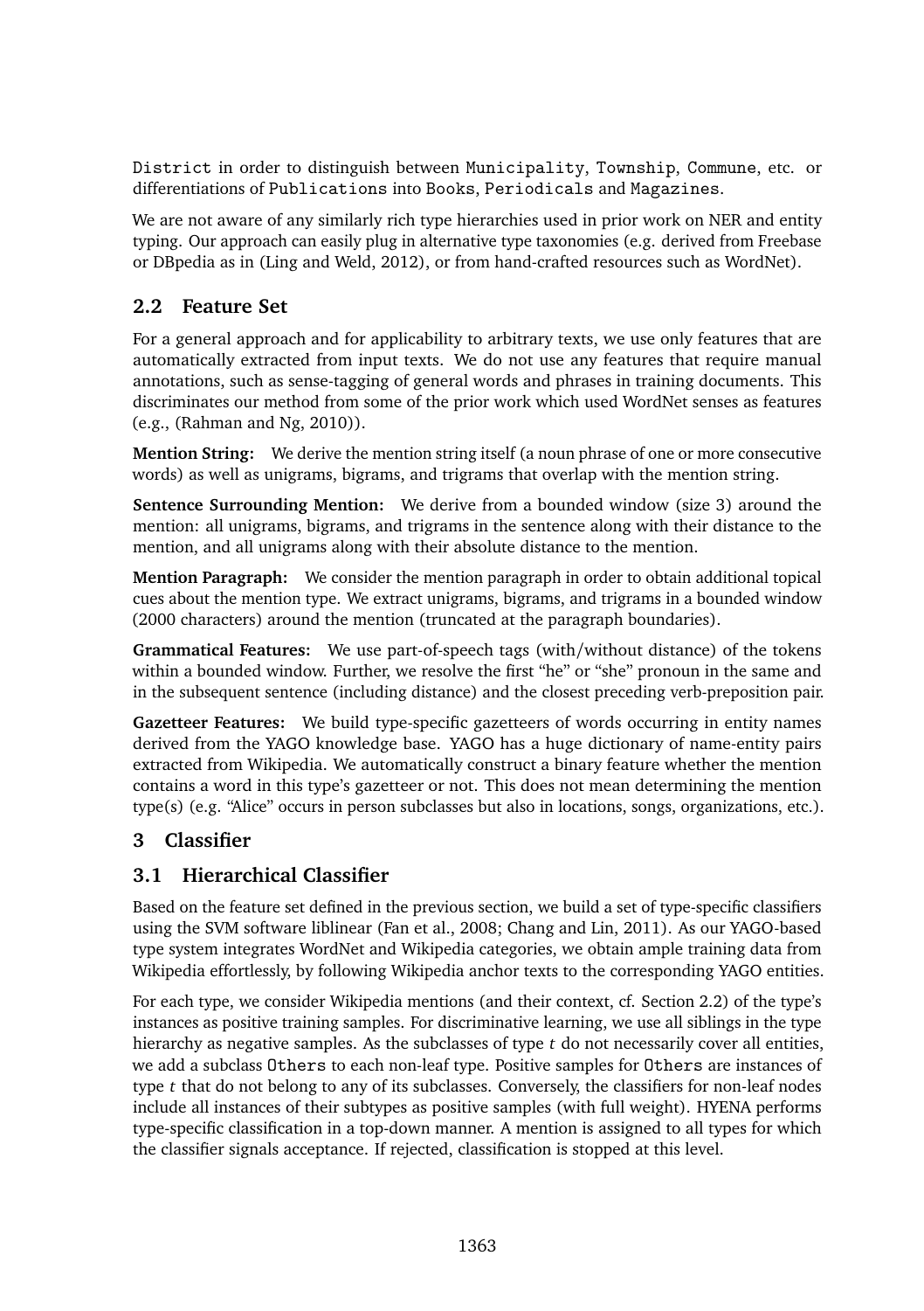District in order to distinguish between Municipality, Township, Commune, etc. or differentiations of Publications into Books, Periodicals and Magazines.

We are not aware of any similarly rich type hierarchies used in prior work on NER and entity typing. Our approach can easily plug in alternative type taxonomies (e.g. derived from Freebase or DBpedia as in (Ling and Weld, 2012), or from hand-crafted resources such as WordNet).

## 2.2 Feature Set

For a general approach and for applicability to arbitrary texts, we use only features that are automatically extracted from input texts. We do not use any features that require manual annotations, such as sense-tagging of general words and phrases in training documents. This discriminates our method from some of the prior work which used WordNet senses as features (e.g., (Rahman and Ng, 2010)).

**Mention String:** We derive the mention string itself (a noun phrase of one or more consecutive words) as well as unigrams, bigrams, and trigrams that overlap with the mention string.

**Sentence Surrounding Mention:** We derive from a bounded window (size 3) around the mention: all unigrams, bigrams, and trigrams in the sentence along with their distance to the mention, and all unigrams along with their absolute distance to the mention.

**Mention Paragraph:** We consider the mention paragraph in order to obtain additional topical cues about the mention type. We extract unigrams, bigrams, and trigrams in a bounded window (2000 characters) around the mention (truncated at the paragraph boundaries).

**Grammatical Features:** We use part-of-speech tags (with/without distance) of the tokens within a bounded window. Further, we resolve the first "he" or "she" pronoun in the same and in the subsequent sentence (including distance) and the closest preceding verb-preposition pair.

**Gazetteer Features:** We build type-specific gazetteers of words occurring in entity names derived from the YAGO knowledge base. YAGO has a huge dictionary of name-entity pairs extracted from Wikipedia. We automatically construct a binary feature whether the mention contains a word in this type's gazetteer or not. This does not mean determining the mention type(s) (e.g. "Alice" occurs in person subclasses but also in locations, songs, organizations, etc.).

# 3 Classifier

## 3.1 Hierarchical Classifier

Based on the feature set defined in the previous section, we build a set of type-specific classifiers using the SVM software liblinear (Fan et al., 2008; Chang and Lin, 2011). As our YAGO-based type system integrates WordNet and Wikipedia categories, we obtain ample training data from Wikipedia effortlessly, by following Wikipedia anchor texts to the corresponding YAGO entities.

For each type, we consider Wikipedia mentions (and their context, cf. Section 2.2) of the type's instances as positive training samples. For discriminative learning, we use all siblings in the type hierarchy as negative samples. As the subclasses of type $t$ do not necessarily cover all entities, we add a subclass Others to each non-leaf type. Positive samples for Others are instances of type $t$ that do not belong to any of its subclasses. Conversely, the classifiers for non-leaf nodes include all instances of their subtypes as positive samples (with full weight). HYENA performs type-specific classification in a top-down manner. A mention is assigned to all types for which the classifier signals acceptance. If rejected, classification is stopped at this level.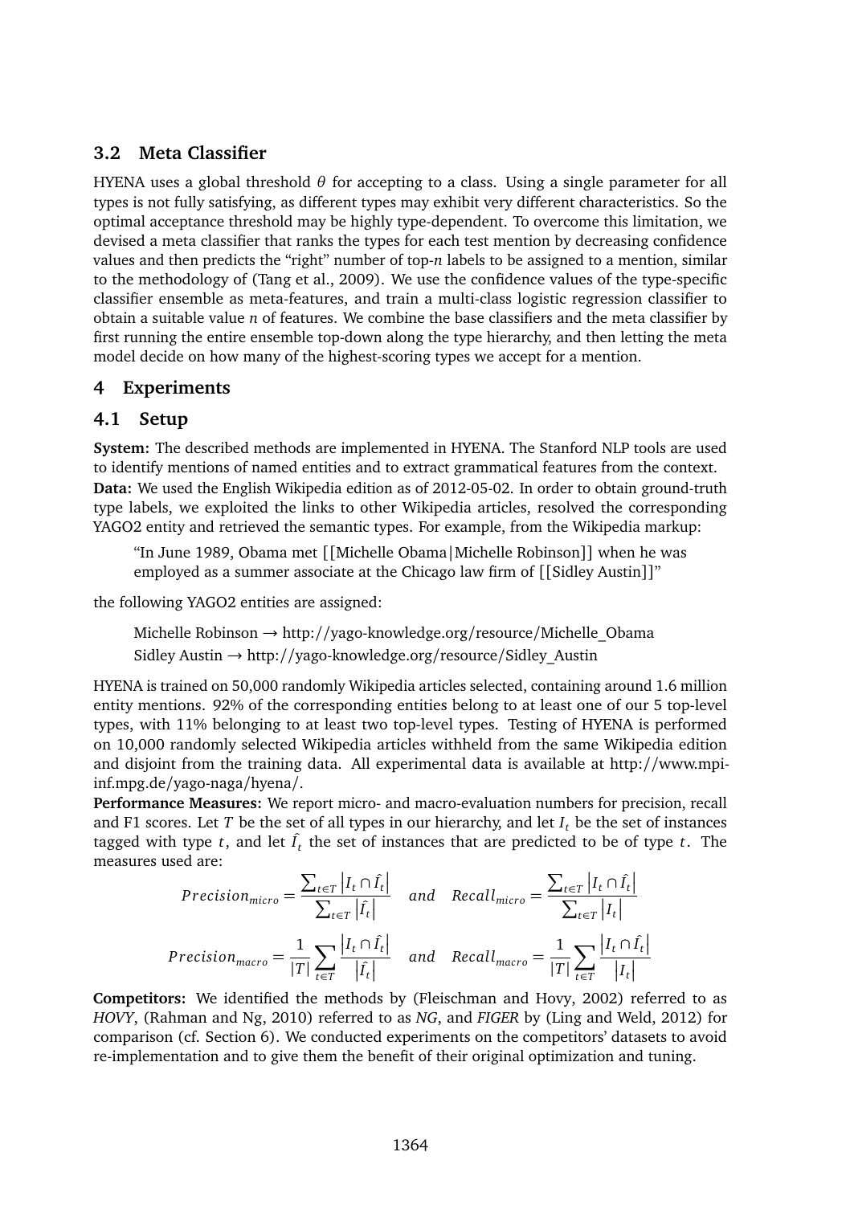## 3.2 Meta Classifier

HYENA uses a global threshold $\theta$ for accepting to a class. Using a single parameter for all types is not fully satisfying, as different types may exhibit very different characteristics. So the optimal acceptance threshold may be highly type-dependent. To overcome this limitation, we devised a meta classifier that ranks the types for each test mention by decreasing confidence values and then predicts the "right" number of top-$n$ labels to be assigned to a mention, similar to the methodology of (Tang et al., 2009). We use the confidence values of the type-specific classifier ensemble as meta-features, and train a multi-class logistic regression classifier to obtain a suitable value $n$ of features. We combine the base classifiers and the meta classifier by first running the entire ensemble top-down along the type hierarchy, and then letting the meta model decide on how many of the highest-scoring types we accept for a mention.

# 4 Experiments

## 4.1 Setup

**System:** The described methods are implemented in HYENA. The Stanford NLP tools are used to identify mentions of named entities and to extract grammatical features from the context.

**Data:** We used the English Wikipedia edition as of 2012-05-02. In order to obtain ground-truth type labels, we exploited the links to other Wikipedia articles, resolved the corresponding YAGO2 entity and retrieved the semantic types. For example, from the Wikipedia markup:

> "In June 1989, Obama met [[Michelle Obama|Michelle Robinson]] when he was employed as a summer associate at the Chicago law firm of [[Sidley Austin]]"

the following YAGO2 entities are assigned:

> Michelle Robinson → http://yago-knowledge.org/resource/Michelle_Obama
> Sidley Austin → http://yago-knowledge.org/resource/Sidley_Austin

HYENA is trained on 50,000 randomly Wikipedia articles selected, containing around 1.6 million entity mentions. 92% of the corresponding entities belong to at least one of our 5 top-level types, with 11% belonging to at least two top-level types. Testing of HYENA is performed on 10,000 randomly selected Wikipedia articles withheld from the same Wikipedia edition and disjoint from the training data. All experimental data is available at http://www.mpi-inf.mpg.de/yago-naga/hyena/.

**Performance Measures:** We report micro- and macro-evaluation numbers for precision, recall and F1 scores. Let $T$ be the set of all types in our hierarchy, and let $I_t$ be the set of instances tagged with type $t$, and let $\hat{I_t}$ the set of instances that are predicted to be of type $t$. The measures used are:

$$Precision_{micro} = \frac{\sum_{t \in T} \left| I_t \cap \hat{I_t} \right|}{\sum_{t \in T} \left| \hat{I_t} \right|} \quad and \quad Recall_{micro} = \frac{\sum_{t \in T} \left| I_t \cap \hat{I_t} \right|}{\sum_{t \in T} \left| I_t \right|}$$

$$Precision_{macro} = \frac{1}{|T|} \sum_{t \in T} \frac{\left| I_t \cap \hat{I_t} \right|}{\left| \hat{I_t} \right|} \quad and \quad Recall_{macro} = \frac{1}{|T|} \sum_{t \in T} \frac{\left| I_t \cap \hat{I_t} \right|}{\left| I_t \right|}$$

**Competitors:** We identified the methods by (Fleischman and Hovy, 2002) referred to as *HOVY*, (Rahman and Ng, 2010) referred to as *NG*, and *FIGER* by (Ling and Weld, 2012) for comparison (cf. Section 6). We conducted experiments on the competitors' datasets to avoid re-implementation and to give them the benefit of their original optimization and tuning.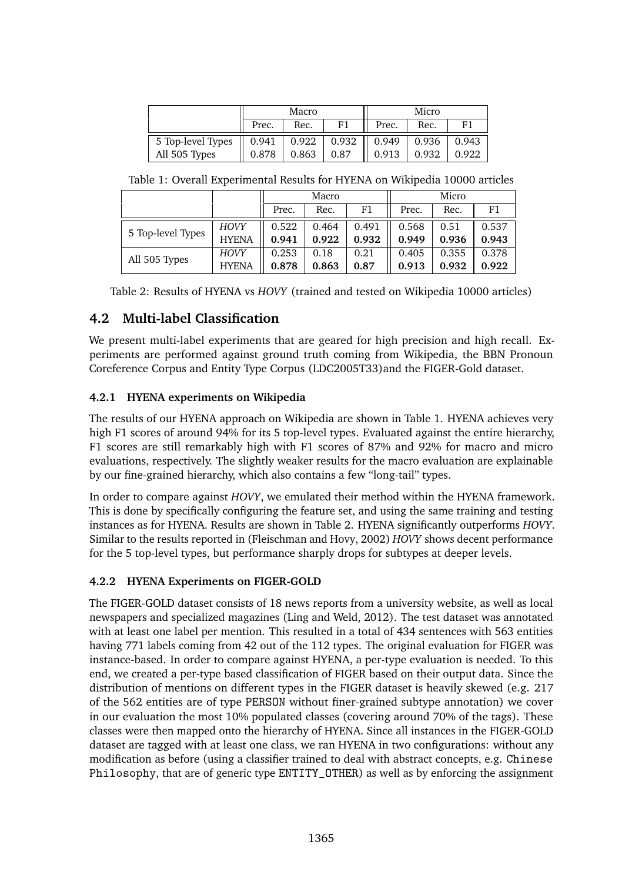| | Macro | | | Micro | | |
|---|---|---|---|---|---|---|
| | Prec. | Rec. | F1 | Prec. | Rec. | F1 |
| 5 Top-level Types | 0.941 | 0.922 | 0.932 | 0.949 | 0.936 | 0.943 |
| All 505 Types | 0.878 | 0.863 | 0.87 | 0.913 | 0.932 | 0.922 |

Table 1: Overall Experimental Results for HYENA on Wikipedia 10000 articles

| | | Macro | | | Micro | | |
|---|---|---|---|---|---|---|---|
| | | Prec. | Rec. | F1 | Prec. | Rec. | F1 |
| 5 Top-level Types | *HOVY* | 0.522 | 0.464 | 0.491 | 0.568 | 0.51 | 0.537 |
| | HYENA | **0.941** | **0.922** | **0.932** | **0.949** | **0.936** | **0.943** |
| All 505 Types | *HOVY* | 0.253 | 0.18 | 0.21 | 0.405 | 0.355 | 0.378 |
| | HYENA | **0.878** | **0.863** | **0.87** | **0.913** | **0.932** | **0.922** |

Table 2: Results of HYENA vs *HOVY* (trained and tested on Wikipedia 10000 articles)

## 4.2 Multi-label Classification

We present multi-label experiments that are geared for high precision and high recall. Experiments are performed against ground truth coming from Wikipedia, the BBN Pronoun Coreference Corpus and Entity Type Corpus (LDC2005T33)and the FIGER-Gold dataset.

### 4.2.1 HYENA experiments on Wikipedia

The results of our HYENA approach on Wikipedia are shown in Table 1. HYENA achieves very high F1 scores of around 94% for its 5 top-level types. Evaluated against the entire hierarchy, F1 scores are still remarkably high with F1 scores of 87% and 92% for macro and micro evaluations, respectively. The slightly weaker results for the macro evaluation are explainable by our fine-grained hierarchy, which also contains a few "long-tail" types.

In order to compare against *HOVY*, we emulated their method within the HYENA framework. This is done by specifically configuring the feature set, and using the same training and testing instances as for HYENA. Results are shown in Table 2. HYENA significantly outperforms *HOVY*. Similar to the results reported in (Fleischman and Hovy, 2002) *HOVY* shows decent performance for the 5 top-level types, but performance sharply drops for subtypes at deeper levels.

### 4.2.2 HYENA Experiments on FIGER-GOLD

The FIGER-GOLD dataset consists of 18 news reports from a university website, as well as local newspapers and specialized magazines (Ling and Weld, 2012). The test dataset was annotated with at least one label per mention. This resulted in a total of 434 sentences with 563 entities having 771 labels coming from 42 out of the 112 types. The original evaluation for FIGER was instance-based. In order to compare against HYENA, a per-type evaluation is needed. To this end, we created a per-type based classification of FIGER based on their output data. Since the distribution of mentions on different types in the FIGER dataset is heavily skewed (e.g. 217 of the 562 entities are of type PERSON without finer-grained subtype annotation) we cover in our evaluation the most 10% populated classes (covering around 70% of the tags). These classes were then mapped onto the hierarchy of HYENA. Since all instances in the FIGER-GOLD dataset are tagged with at least one class, we ran HYENA in two configurations: without any modification as before (using a classifier trained to deal with abstract concepts, e.g. Chinese Philosophy, that are of generic type ENTITY_OTHER) as well as by enforcing the assignment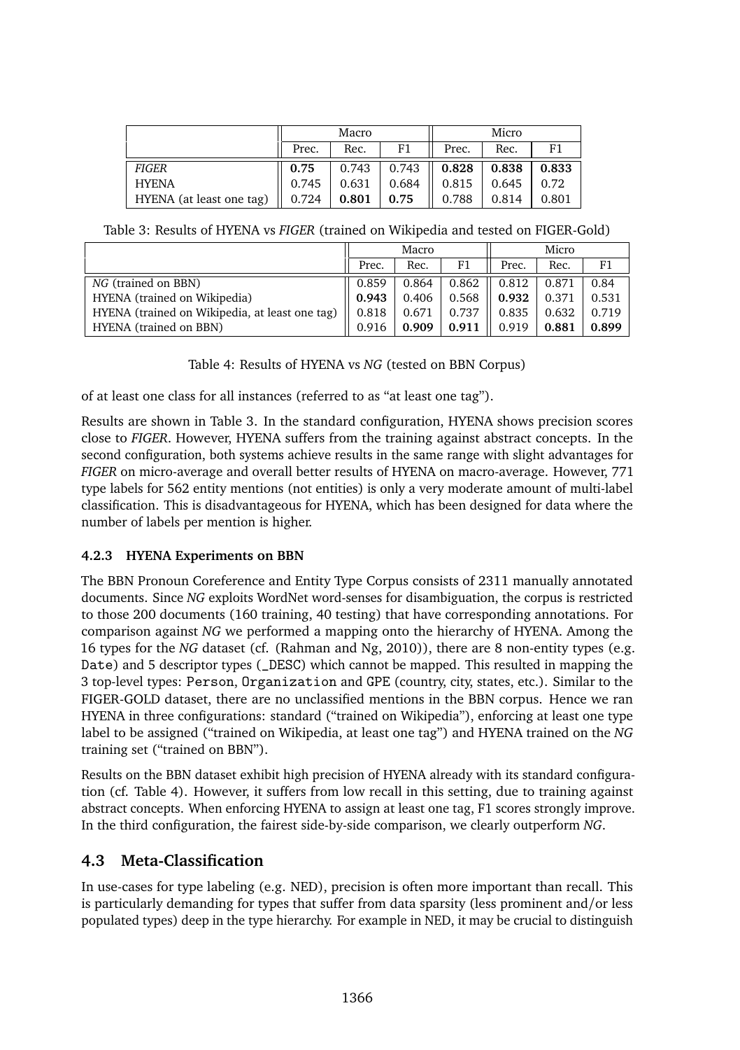| | Macro | | | Micro | | |
|---|---|---|---|---|---|---|
| | Prec. | Rec. | F1 | Prec. | Rec. | F1 |
| *FIGER* | **0.75** | 0.743 | 0.743 | **0.828** | **0.838** | **0.833** |
| HYENA | 0.745 | 0.631 | 0.684 | 0.815 | 0.645 | 0.72 |
| HYENA (at least one tag) | 0.724 | **0.801** | **0.75** | 0.788 | 0.814 | 0.801 |

Table 3: Results of HYENA vs *FIGER* (trained on Wikipedia and tested on FIGER-Gold)

| | Macro | | | Micro | | |
|---|---|---|---|---|---|---|
| | Prec. | Rec. | F1 | Prec. | Rec. | F1 |
| *NG* (trained on BBN) | 0.859 | 0.864 | 0.862 | 0.812 | 0.871 | 0.84 |
| HYENA (trained on Wikipedia) | **0.943** | 0.406 | 0.568 | **0.932** | 0.371 | 0.531 |
| HYENA (trained on Wikipedia, at least one tag) | 0.818 | 0.671 | 0.737 | 0.835 | 0.632 | 0.719 |
| HYENA (trained on BBN) | 0.916 | **0.909** | **0.911** | 0.919 | **0.881** | **0.899** |

Table 4: Results of HYENA vs *NG* (tested on BBN Corpus)

of at least one class for all instances (referred to as "at least one tag").

Results are shown in Table 3. In the standard configuration, HYENA shows precision scores close to *FIGER*. However, HYENA suffers from the training against abstract concepts. In the second configuration, both systems achieve results in the same range with slight advantages for *FIGER* on micro-average and overall better results of HYENA on macro-average. However, 771 type labels for 562 entity mentions (not entities) is only a very moderate amount of multi-label classification. This is disadvantageous for HYENA, which has been designed for data where the number of labels per mention is higher.

### 4.2.3 HYENA Experiments on BBN

The BBN Pronoun Coreference and Entity Type Corpus consists of 2311 manually annotated documents. Since *NG* exploits WordNet word-senses for disambiguation, the corpus is restricted to those 200 documents (160 training, 40 testing) that have corresponding annotations. For comparison against *NG* we performed a mapping onto the hierarchy of HYENA. Among the 16 types for the *NG* dataset (cf. (Rahman and Ng, 2010)), there are 8 non-entity types (e.g. `Date`) and 5 descriptor types (`_DESC`) which cannot be mapped. This resulted in mapping the 3 top-level types: `Person`, `Organization` and `GPE` (country, city, states, etc.). Similar to the FIGER-GOLD dataset, there are no unclassified mentions in the BBN corpus. Hence we ran HYENA in three configurations: standard ("trained on Wikipedia"), enforcing at least one type label to be assigned ("trained on Wikipedia, at least one tag") and HYENA trained on the *NG* training set ("trained on BBN").

Results on the BBN dataset exhibit high precision of HYENA already with its standard configuration (cf. Table 4). However, it suffers from low recall in this setting, due to training against abstract concepts. When enforcing HYENA to assign at least one tag, F1 scores strongly improve. In the third configuration, the fairest side-by-side comparison, we clearly outperform *NG*.

## 4.3 Meta-Classification

In use-cases for type labeling (e.g. NED), precision is often more important than recall. This is particularly demanding for types that suffer from data sparsity (less prominent and/or less populated types) deep in the type hierarchy. For example in NED, it may be crucial to distinguish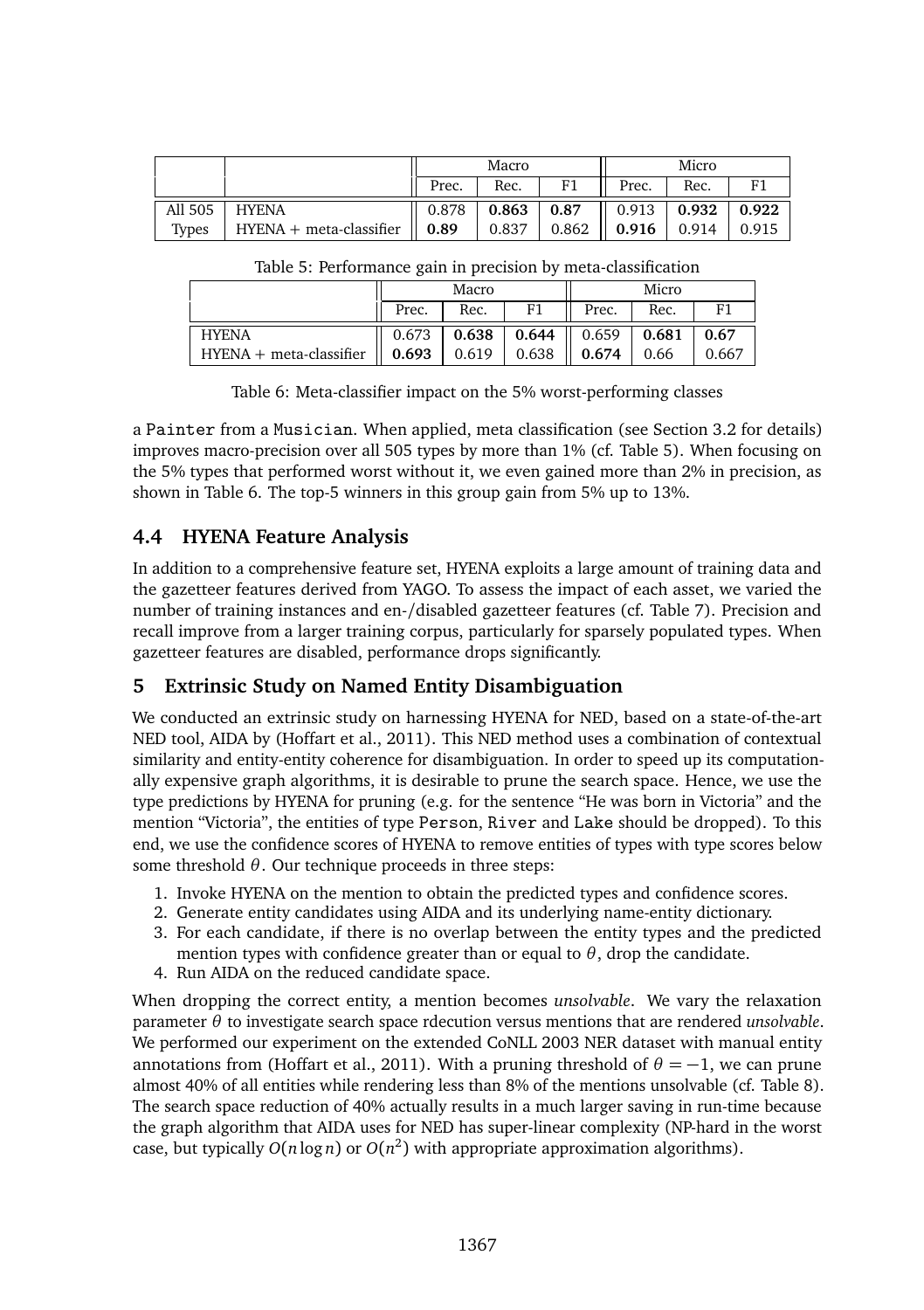| | | Macro | | | Micro | | |
|---|---|---|---|---|---|---|---|
| | | Prec. | Rec. | F1 | Prec. | Rec. | F1 |
| All 505 Types | HYENA | 0.878 | **0.863** | **0.87** | 0.913 | **0.932** | **0.922** |
| | HYENA + meta-classifier | **0.89** | 0.837 | 0.862 | **0.916** | 0.914 | 0.915 |

Table 5: Performance gain in precision by meta-classification

| | Macro | | | Micro | | |
|---|---|---|---|---|---|---|
| | Prec. | Rec. | F1 | Prec. | Rec. | F1 |
| HYENA | 0.673 | **0.638** | **0.644** | 0.659 | **0.681** | **0.67** |
| HYENA + meta-classifier | **0.693** | 0.619 | 0.638 | **0.674** | 0.66 | 0.667 |

Table 6: Meta-classifier impact on the 5% worst-performing classes

a Painter from a Musician. When applied, meta classification (see Section 3.2 for details) improves macro-precision over all 505 types by more than 1% (cf. Table 5). When focusing on the 5% types that performed worst without it, we even gained more than 2% in precision, as shown in Table 6. The top-5 winners in this group gain from 5% up to 13%.

### 4.4 HYENA Feature Analysis

In addition to a comprehensive feature set, HYENA exploits a large amount of training data and the gazetteer features derived from YAGO. To assess the impact of each asset, we varied the number of training instances and en-/disabled gazetteer features (cf. Table 7). Precision and recall improve from a larger training corpus, particularly for sparsely populated types. When gazetteer features are disabled, performance drops significantly.

## 5 Extrinsic Study on Named Entity Disambiguation

We conducted an extrinsic study on harnessing HYENA for NED, based on a state-of-the-art NED tool, AIDA by (Hoffart et al., 2011). This NED method uses a combination of contextual similarity and entity-entity coherence for disambiguation. In order to speed up its computationally expensive graph algorithms, it is desirable to prune the search space. Hence, we use the type predictions by HYENA for pruning (e.g. for the sentence "He was born in Victoria" and the mention "Victoria", the entities of type Person, River and Lake should be dropped). To this end, we use the confidence scores of HYENA to remove entities of types with type scores below some threshold $\theta$. Our technique proceeds in three steps:

1. Invoke HYENA on the mention to obtain the predicted types and confidence scores.
2. Generate entity candidates using AIDA and its underlying name-entity dictionary.
3. For each candidate, if there is no overlap between the entity types and the predicted mention types with confidence greater than or equal to $\theta$, drop the candidate.
4. Run AIDA on the reduced candidate space.

When dropping the correct entity, a mention becomes *unsolvable*. We vary the relaxation parameter $\theta$ to investigate search space rdecution versus mentions that are rendered *unsolvable*. We performed our experiment on the extended CoNLL 2003 NER dataset with manual entity annotations from (Hoffart et al., 2011). With a pruning threshold of $\theta = -1$, we can prune almost 40% of all entities while rendering less than 8% of the mentions unsolvable (cf. Table 8). The search space reduction of 40% actually results in a much larger saving in run-time because the graph algorithm that AIDA uses for NED has super-linear complexity (NP-hard in the worst case, but typically $O(n \log n)$ or $O(n^2)$ with appropriate approximation algorithms).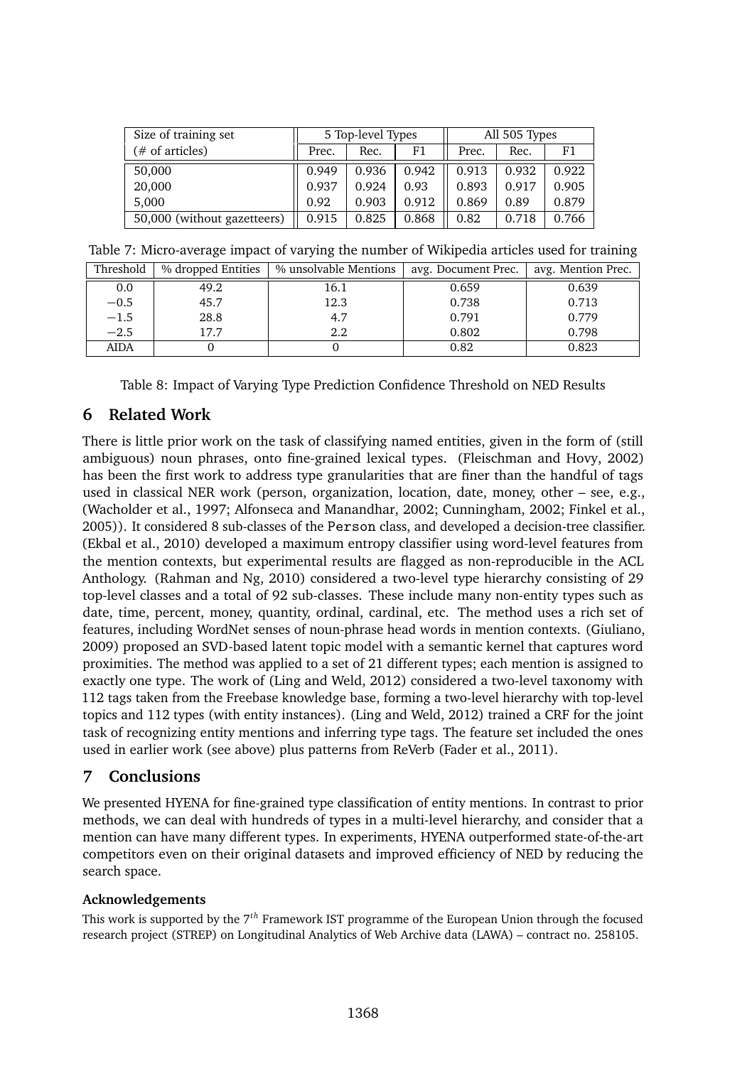| Size of training set | 5 Top-level Types | | | All 505 Types | | |
|---|---|---|---|---|---|---|
| (# of articles) | Prec. | Rec. | F1 | Prec. | Rec. | F1 |
| 50,000 | 0.949 | 0.936 | 0.942 | 0.913 | 0.932 | 0.922 |
| 20,000 | 0.937 | 0.924 | 0.93 | 0.893 | 0.917 | 0.905 |
| 5,000 | 0.92 | 0.903 | 0.912 | 0.869 | 0.89 | 0.879 |
| 50,000 (without gazetteers) | 0.915 | 0.825 | 0.868 | 0.82 | 0.718 | 0.766 |

Table 7: Micro-average impact of varying the number of Wikipedia articles used for training

| Threshold | % dropped Entities | % unsolvable Mentions | avg. Document Prec. | avg. Mention Prec. |
|---|---|---|---|---|
| 0.0 | 49.2 | 16.1 | 0.659 | 0.639 |
| $-0.5$ | 45.7 | 12.3 | 0.738 | 0.713 |
| $-1.5$ | 28.8 | 4.7 | 0.791 | 0.779 |
| $-2.5$ | 17.7 | 2.2 | 0.802 | 0.798 |
| AIDA | 0 | 0 | 0.82 | 0.823 |

Table 8: Impact of Varying Type Prediction Confidence Threshold on NED Results

## 6 Related Work

There is little prior work on the task of classifying named entities, given in the form of (still ambiguous) noun phrases, onto fine-grained lexical types. (Fleischman and Hovy, 2002) has been the first work to address type granularities that are finer than the handful of tags used in classical NER work (person, organization, location, date, money, other – see, e.g., (Wacholder et al., 1997; Alfonseca and Manandhar, 2002; Cunningham, 2002; Finkel et al., 2005)). It considered 8 sub-classes of the `Person` class, and developed a decision-tree classifier. (Ekbal et al., 2010) developed a maximum entropy classifier using word-level features from the mention contexts, but experimental results are flagged as non-reproducible in the ACL Anthology. (Rahman and Ng, 2010) considered a two-level type hierarchy consisting of 29 top-level classes and a total of 92 sub-classes. These include many non-entity types such as date, time, percent, money, quantity, ordinal, cardinal, etc. The method uses a rich set of features, including WordNet senses of noun-phrase head words in mention contexts. (Giuliano, 2009) proposed an SVD-based latent topic model with a semantic kernel that captures word proximities. The method was applied to a set of 21 different types; each mention is assigned to exactly one type. The work of (Ling and Weld, 2012) considered a two-level taxonomy with 112 tags taken from the Freebase knowledge base, forming a two-level hierarchy with top-level topics and 112 types (with entity instances). (Ling and Weld, 2012) trained a CRF for the joint task of recognizing entity mentions and inferring type tags. The feature set included the ones used in earlier work (see above) plus patterns from ReVerb (Fader et al., 2011).

## 7 Conclusions

We presented HYENA for fine-grained type classification of entity mentions. In contrast to prior methods, we can deal with hundreds of types in a multi-level hierarchy, and consider that a mention can have many different types. In experiments, HYENA outperformed state-of-the-art competitors even on their original datasets and improved efficiency of NED by reducing the search space.

### Acknowledgements

This work is supported by the $7^{th}$ Framework IST programme of the European Union through the focused research project (STREP) on Longitudinal Analytics of Web Archive data (LAWA) – contract no. 258105.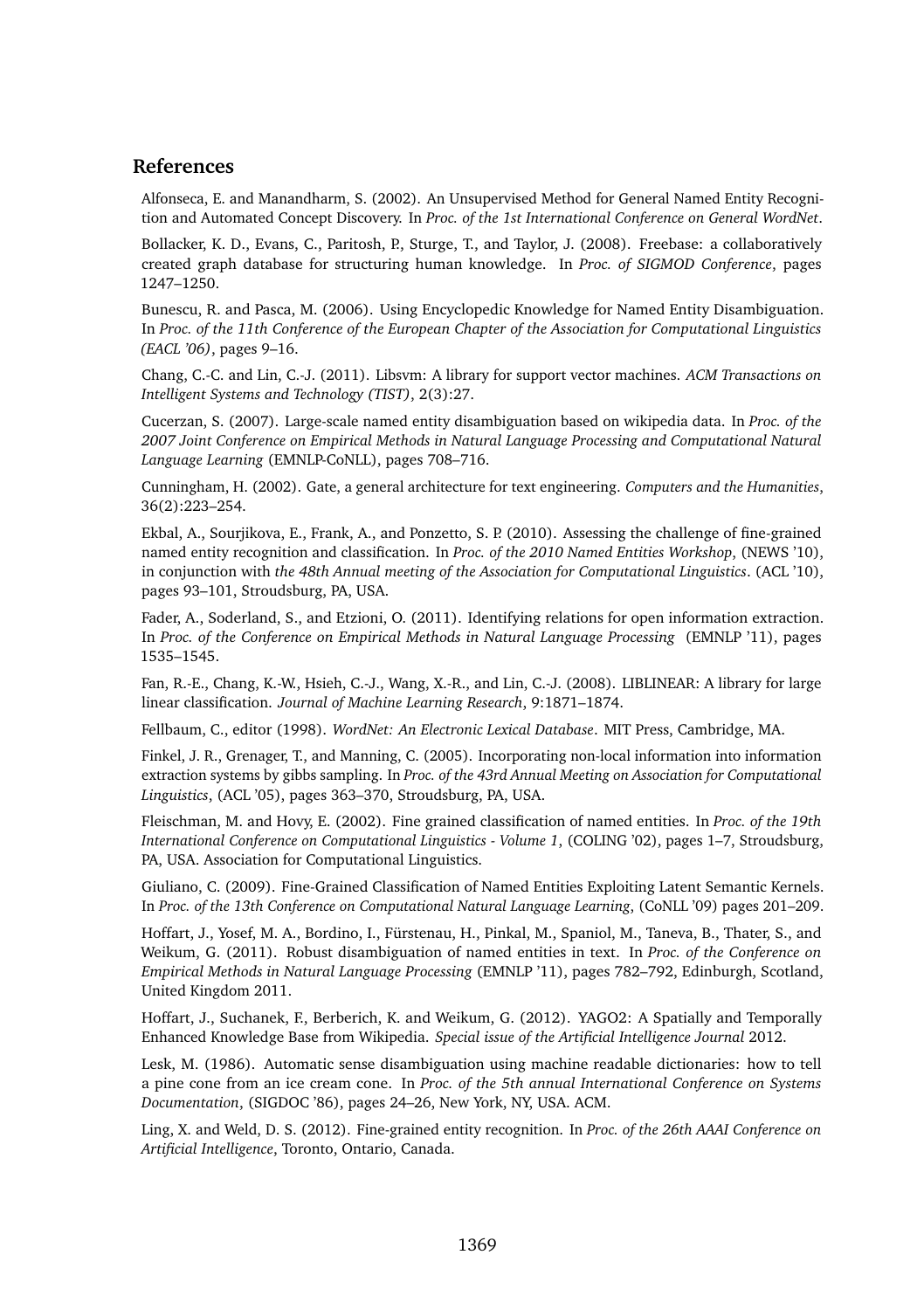## References

Alfonseca, E. and Manandharm, S. (2002). An Unsupervised Method for General Named Entity Recognition and Automated Concept Discovery. In *Proc. of the 1st International Conference on General WordNet*.

Bollacker, K. D., Evans, C., Paritosh, P., Sturge, T., and Taylor, J. (2008). Freebase: a collaboratively created graph database for structuring human knowledge. In *Proc. of SIGMOD Conference*, pages 1247–1250.

Bunescu, R. and Pasca, M. (2006). Using Encyclopedic Knowledge for Named Entity Disambiguation. In *Proc. of the 11th Conference of the European Chapter of the Association for Computational Linguistics (EACL '06)*, pages 9–16.

Chang, C.-C. and Lin, C.-J. (2011). Libsvm: A library for support vector machines. *ACM Transactions on Intelligent Systems and Technology (TIST)*, 2(3):27.

Cucerzan, S. (2007). Large-scale named entity disambiguation based on wikipedia data. In *Proc. of the 2007 Joint Conference on Empirical Methods in Natural Language Processing and Computational Natural Language Learning* (EMNLP-CoNLL), pages 708–716.

Cunningham, H. (2002). Gate, a general architecture for text engineering. *Computers and the Humanities*, 36(2):223–254.

Ekbal, A., Sourjikova, E., Frank, A., and Ponzetto, S. P. (2010). Assessing the challenge of fine-grained named entity recognition and classification. In *Proc. of the 2010 Named Entities Workshop*, (NEWS '10), in conjunction with *the 48th Annual meeting of the Association for Computational Linguistics*. (ACL '10), pages 93–101, Stroudsburg, PA, USA.

Fader, A., Soderland, S., and Etzioni, O. (2011). Identifying relations for open information extraction. In *Proc. of the Conference on Empirical Methods in Natural Language Processing* (EMNLP '11), pages 1535–1545.

Fan, R.-E., Chang, K.-W., Hsieh, C.-J., Wang, X.-R., and Lin, C.-J. (2008). LIBLINEAR: A library for large linear classification. *Journal of Machine Learning Research*, 9:1871–1874.

Fellbaum, C., editor (1998). *WordNet: An Electronic Lexical Database*. MIT Press, Cambridge, MA.

Finkel, J. R., Grenager, T., and Manning, C. (2005). Incorporating non-local information into information extraction systems by gibbs sampling. In *Proc. of the 43rd Annual Meeting on Association for Computational Linguistics*, (ACL '05), pages 363–370, Stroudsburg, PA, USA.

Fleischman, M. and Hovy, E. (2002). Fine grained classification of named entities. In *Proc. of the 19th International Conference on Computational Linguistics - Volume 1*, (COLING '02), pages 1–7, Stroudsburg, PA, USA. Association for Computational Linguistics.

Giuliano, C. (2009). Fine-Grained Classification of Named Entities Exploiting Latent Semantic Kernels. In *Proc. of the 13th Conference on Computational Natural Language Learning*, (CoNLL '09) pages 201–209.

Hoffart, J., Yosef, M. A., Bordino, I., Fürstenau, H., Pinkal, M., Spaniol, M., Taneva, B., Thater, S., and Weikum, G. (2011). Robust disambiguation of named entities in text. In *Proc. of the Conference on Empirical Methods in Natural Language Processing* (EMNLP '11), pages 782–792, Edinburgh, Scotland, United Kingdom 2011.

Hoffart, J., Suchanek, F., Berberich, K. and Weikum, G. (2012). YAGO2: A Spatially and Temporally Enhanced Knowledge Base from Wikipedia. *Special issue of the Artificial Intelligence Journal* 2012.

Lesk, M. (1986). Automatic sense disambiguation using machine readable dictionaries: how to tell a pine cone from an ice cream cone. In *Proc. of the 5th annual International Conference on Systems Documentation*, (SIGDOC '86), pages 24–26, New York, NY, USA. ACM.

Ling, X. and Weld, D. S. (2012). Fine-grained entity recognition. In *Proc. of the 26th AAAI Conference on Artificial Intelligence*, Toronto, Ontario, Canada.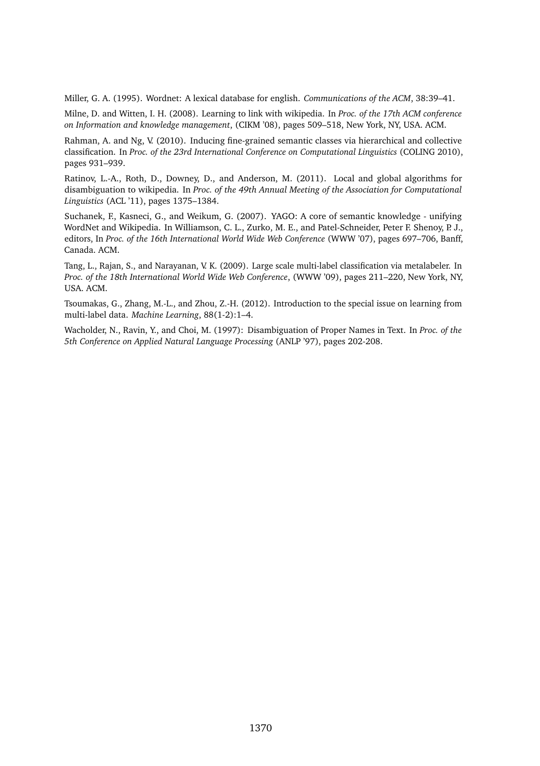Miller, G. A. (1995). Wordnet: A lexical database for english. *Communications of the ACM*, 38:39–41.

Milne, D. and Witten, I. H. (2008). Learning to link with wikipedia. In *Proc. of the 17th ACM conference on Information and knowledge management*, (CIKM '08), pages 509–518, New York, NY, USA. ACM.

Rahman, A. and Ng, V. (2010). Inducing fine-grained semantic classes via hierarchical and collective classification. In *Proc. of the 23rd International Conference on Computational Linguistics* (COLING 2010), pages 931–939.

Ratinov, L.-A., Roth, D., Downey, D., and Anderson, M. (2011). Local and global algorithms for disambiguation to wikipedia. In *Proc. of the 49th Annual Meeting of the Association for Computational Linguistics* (ACL '11), pages 1375–1384.

Suchanek, F., Kasneci, G., and Weikum, G. (2007). YAGO: A core of semantic knowledge - unifying WordNet and Wikipedia. In Williamson, C. L., Zurko, M. E., and Patel-Schneider, Peter F. Shenoy, P. J., editors, In *Proc. of the 16th International World Wide Web Conference* (WWW '07), pages 697–706, Banff, Canada. ACM.

Tang, L., Rajan, S., and Narayanan, V. K. (2009). Large scale multi-label classification via metalabeler. In *Proc. of the 18th International World Wide Web Conference*, (WWW '09), pages 211–220, New York, NY, USA. ACM.

Tsoumakas, G., Zhang, M.-L., and Zhou, Z.-H. (2012). Introduction to the special issue on learning from multi-label data. *Machine Learning*, 88(1-2):1–4.

Wacholder, N., Ravin, Y., and Choi, M. (1997): Disambiguation of Proper Names in Text. In *Proc. of the 5th Conference on Applied Natural Language Processing* (ANLP '97), pages 202-208.